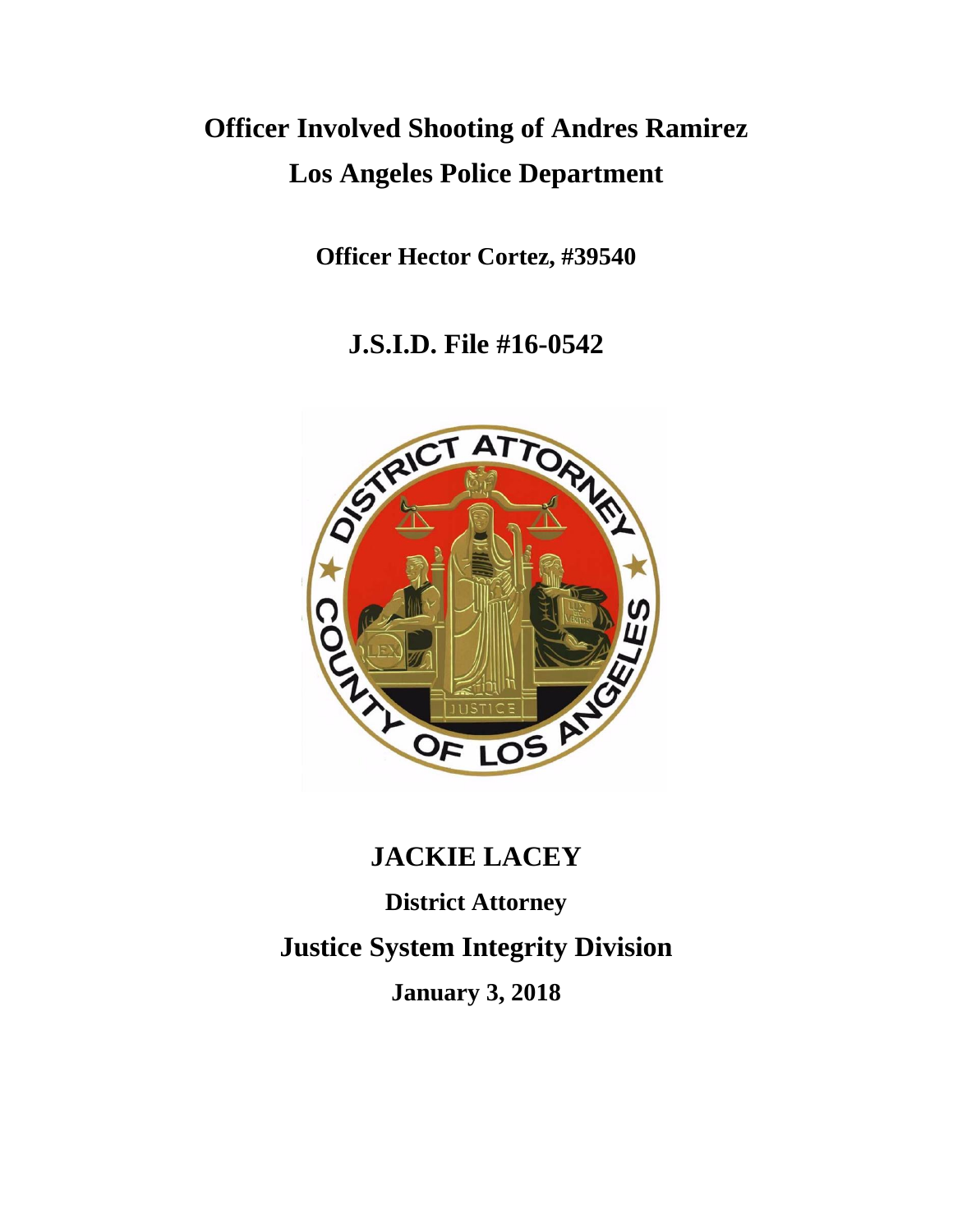# Officer Involved Shooting of Andres Ramirez
# Los Angeles Police Department

**Officer Hector Cortez, #39540**

## J.S.I.D. File #16-0542

## JACKIE LACEY

**District Attorney**

## Justice System Integrity Division

**January 3, 2018**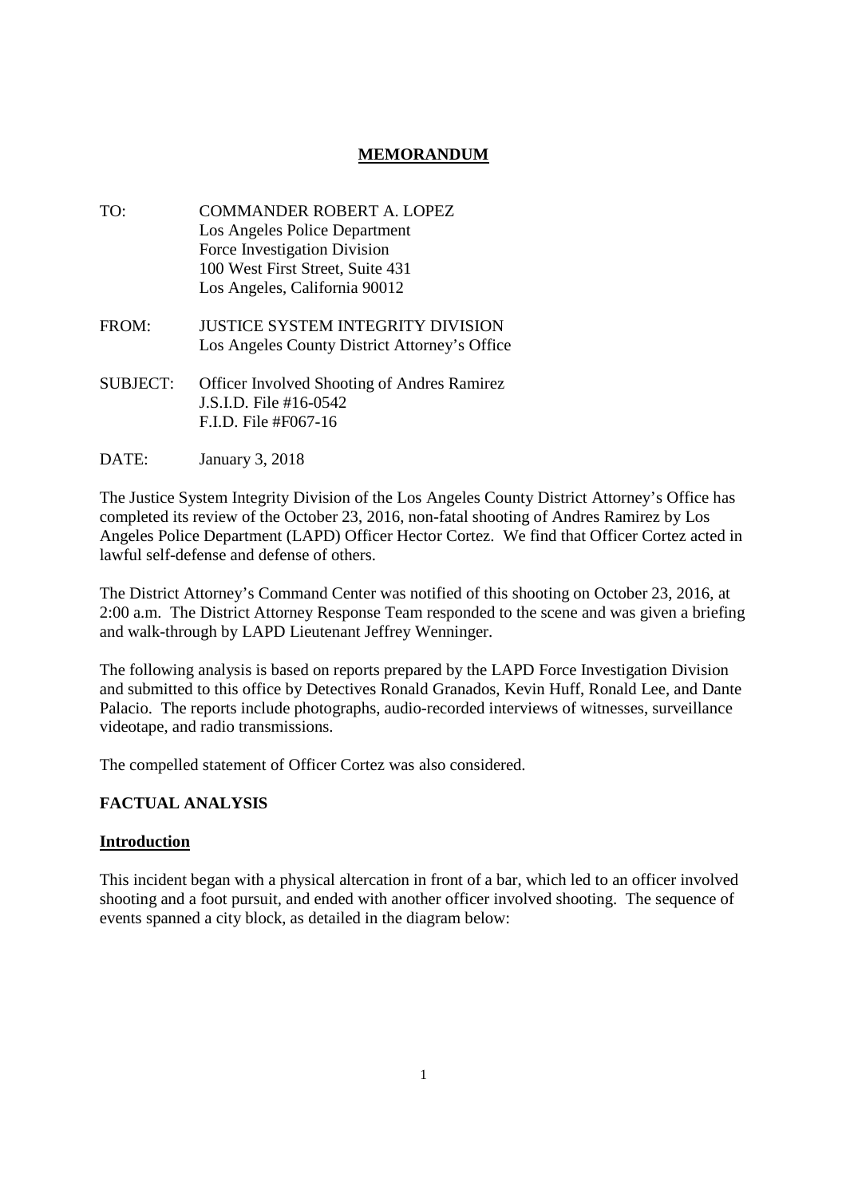# MEMORANDUM

TO: COMMANDER ROBERT A. LOPEZ
Los Angeles Police Department
Force Investigation Division
100 West First Street, Suite 431
Los Angeles, California 90012

FROM: JUSTICE SYSTEM INTEGRITY DIVISION
Los Angeles County District Attorney's Office

SUBJECT: Officer Involved Shooting of Andres Ramirez
J.S.I.D. File #16-0542
F.I.D. File #F067-16

DATE: January 3, 2018

The Justice System Integrity Division of the Los Angeles County District Attorney's Office has completed its review of the October 23, 2016, non-fatal shooting of Andres Ramirez by Los Angeles Police Department (LAPD) Officer Hector Cortez. We find that Officer Cortez acted in lawful self-defense and defense of others.

The District Attorney's Command Center was notified of this shooting on October 23, 2016, at 2:00 a.m. The District Attorney Response Team responded to the scene and was given a briefing and walk-through by LAPD Lieutenant Jeffrey Wenninger.

The following analysis is based on reports prepared by the LAPD Force Investigation Division and submitted to this office by Detectives Ronald Granados, Kevin Huff, Ronald Lee, and Dante Palacio. The reports include photographs, audio-recorded interviews of witnesses, surveillance videotape, and radio transmissions.

The compelled statement of Officer Cortez was also considered.

## FACTUAL ANALYSIS

### Introduction

This incident began with a physical altercation in front of a bar, which led to an officer involved shooting and a foot pursuit, and ended with another officer involved shooting. The sequence of events spanned a city block, as detailed in the diagram below: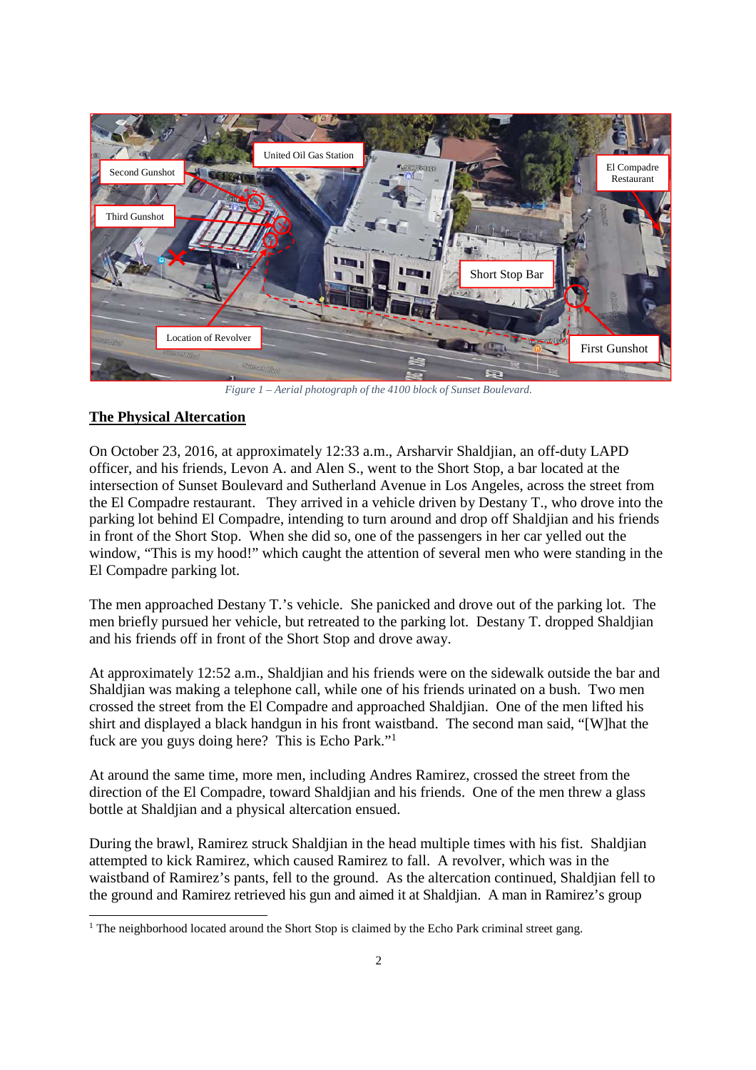*Figure 1 – Aerial photograph of the 4100 block of Sunset Boulevard.*

## The Physical Altercation

On October 23, 2016, at approximately 12:33 a.m., Arsharvir Shaldjian, an off-duty LAPD officer, and his friends, Levon A. and Alen S., went to the Short Stop, a bar located at the intersection of Sunset Boulevard and Sutherland Avenue in Los Angeles, across the street from the El Compadre restaurant. They arrived in a vehicle driven by Destany T., who drove into the parking lot behind El Compadre, intending to turn around and drop off Shaldjian and his friends in front of the Short Stop. When she did so, one of the passengers in her car yelled out the window, "This is my hood!" which caught the attention of several men who were standing in the El Compadre parking lot.

The men approached Destany T.'s vehicle. She panicked and drove out of the parking lot. The men briefly pursued her vehicle, but retreated to the parking lot. Destany T. dropped Shaldjian and his friends off in front of the Short Stop and drove away.

At approximately 12:52 a.m., Shaldjian and his friends were on the sidewalk outside the bar and Shaldjian was making a telephone call, while one of his friends urinated on a bush. Two men crossed the street from the El Compadre and approached Shaldjian. One of the men lifted his shirt and displayed a black handgun in his front waistband. The second man said, "[W]hat the fuck are you guys doing here? This is Echo Park."[1]

At around the same time, more men, including Andres Ramirez, crossed the street from the direction of the El Compadre, toward Shaldjian and his friends. One of the men threw a glass bottle at Shaldjian and a physical altercation ensued.

During the brawl, Ramirez struck Shaldjian in the head multiple times with his fist. Shaldjian attempted to kick Ramirez, which caused Ramirez to fall. A revolver, which was in the waistband of Ramirez's pants, fell to the ground. As the altercation continued, Shaldjian fell to the ground and Ramirez retrieved his gun and aimed it at Shaldjian. A man in Ramirez's group

[1] The neighborhood located around the Short Stop is claimed by the Echo Park criminal street gang.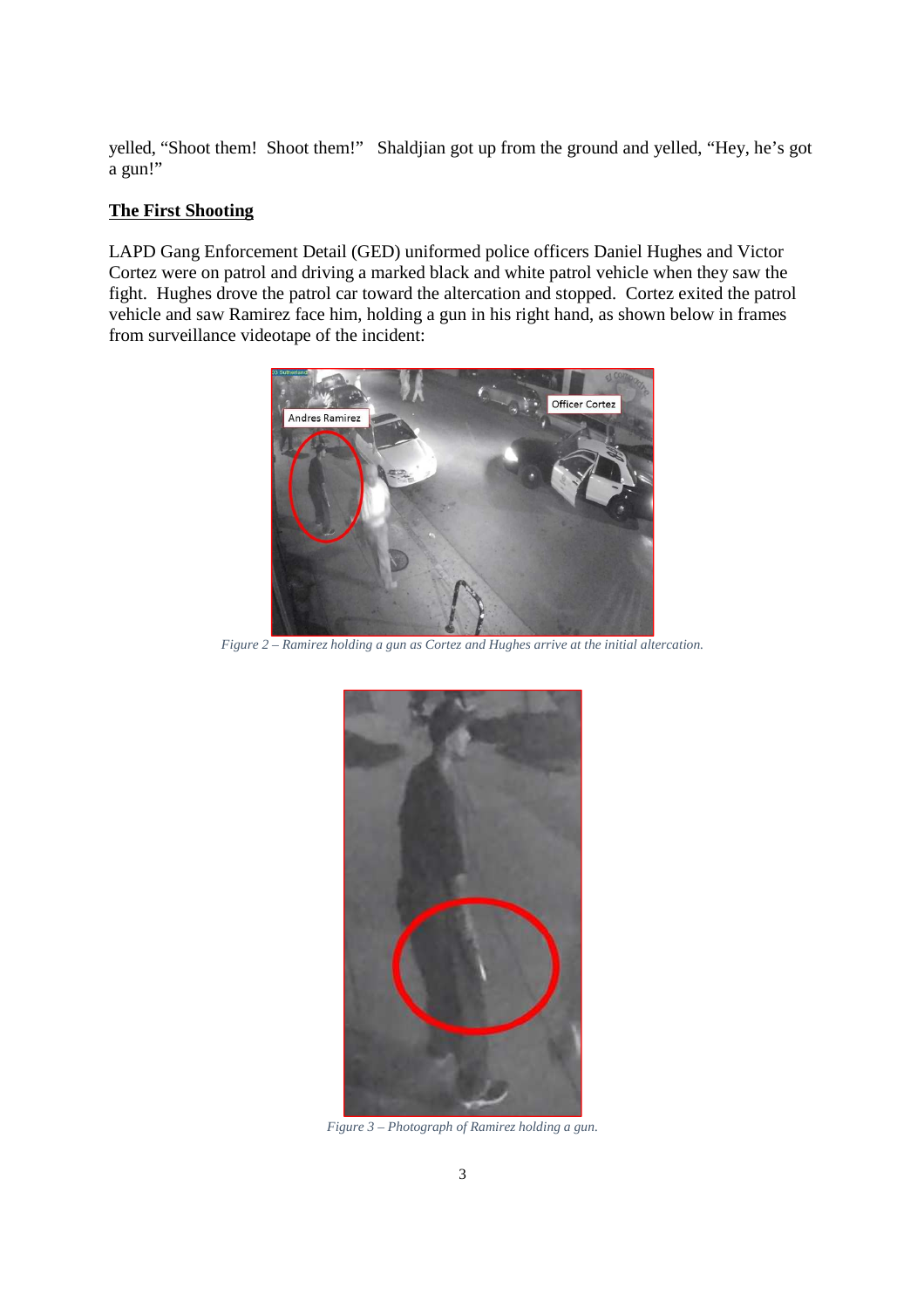yelled, "Shoot them! Shoot them!" Shaldjian got up from the ground and yelled, "Hey, he's got a gun!"

**The First Shooting**

LAPD Gang Enforcement Detail (GED) uniformed police officers Daniel Hughes and Victor Cortez were on patrol and driving a marked black and white patrol vehicle when they saw the fight. Hughes drove the patrol car toward the altercation and stopped. Cortez exited the patrol vehicle and saw Ramirez face him, holding a gun in his right hand, as shown below in frames from surveillance videotape of the incident:

*Figure 2 – Ramirez holding a gun as Cortez and Hughes arrive at the initial altercation.*

*Figure 3 – Photograph of Ramirez holding a gun.*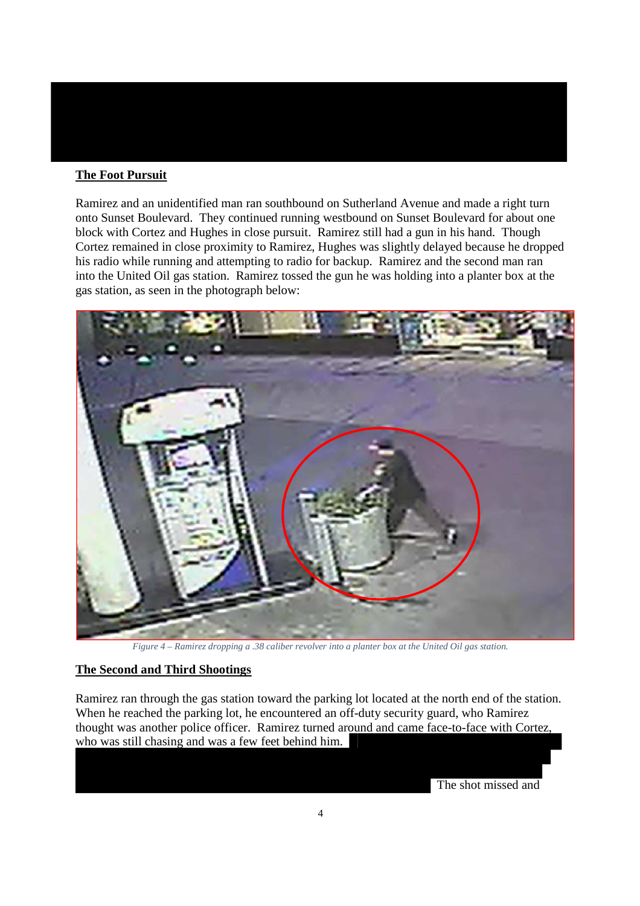## The Foot Pursuit

Ramirez and an unidentified man ran southbound on Sutherland Avenue and made a right turn onto Sunset Boulevard. They continued running westbound on Sunset Boulevard for about one block with Cortez and Hughes in close pursuit. Ramirez still had a gun in his hand. Though Cortez remained in close proximity to Ramirez, Hughes was slightly delayed because he dropped his radio while running and attempting to radio for backup. Ramirez and the second man ran into the United Oil gas station. Ramirez tossed the gun he was holding into a planter box at the gas station, as seen in the photograph below:

*Figure 4 – Ramirez dropping a .38 caliber revolver into a planter box at the United Oil gas station.*

## The Second and Third Shootings

Ramirez ran through the gas station toward the parking lot located at the north end of the station. When he reached the parking lot, he encountered an off-duty security guard, who Ramirez thought was another police officer. Ramirez turned around and came face-to-face with Cortez, who was still chasing and was a few feet behind him.

The shot missed and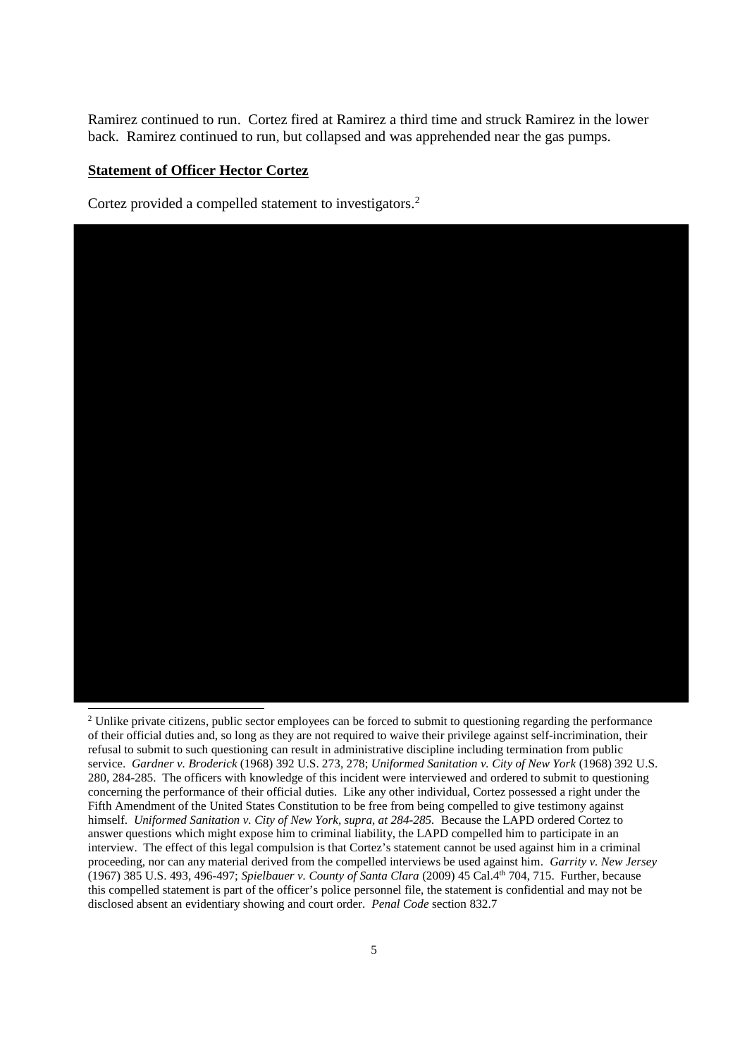Ramirez continued to run. Cortez fired at Ramirez a third time and struck Ramirez in the lower back. Ramirez continued to run, but collapsed and was apprehended near the gas pumps.

**Statement of Officer Hector Cortez**

Cortez provided a compelled statement to investigators.[2]

[2] Unlike private citizens, public sector employees can be forced to submit to questioning regarding the performance of their official duties and, so long as they are not required to waive their privilege against self-incrimination, their refusal to submit to such questioning can result in administrative discipline including termination from public service. *Gardner v. Broderick* (1968) 392 U.S. 273, 278; *Uniformed Sanitation v. City of New York* (1968) 392 U.S. 280, 284-285. The officers with knowledge of this incident were interviewed and ordered to submit to questioning concerning the performance of their official duties. Like any other individual, Cortez possessed a right under the Fifth Amendment of the United States Constitution to be free from being compelled to give testimony against himself. *Uniformed Sanitation v. City of New York, supra, at 284-285.* Because the LAPD ordered Cortez to answer questions which might expose him to criminal liability, the LAPD compelled him to participate in an interview. The effect of this legal compulsion is that Cortez's statement cannot be used against him in a criminal proceeding, nor can any material derived from the compelled interviews be used against him. *Garrity v. New Jersey* (1967) 385 U.S. 493, 496-497; *Spielbauer v. County of Santa Clara* (2009) 45 Cal.4th 704, 715. Further, because this compelled statement is part of the officer's police personnel file, the statement is confidential and may not be disclosed absent an evidentiary showing and court order. *Penal Code* section 832.7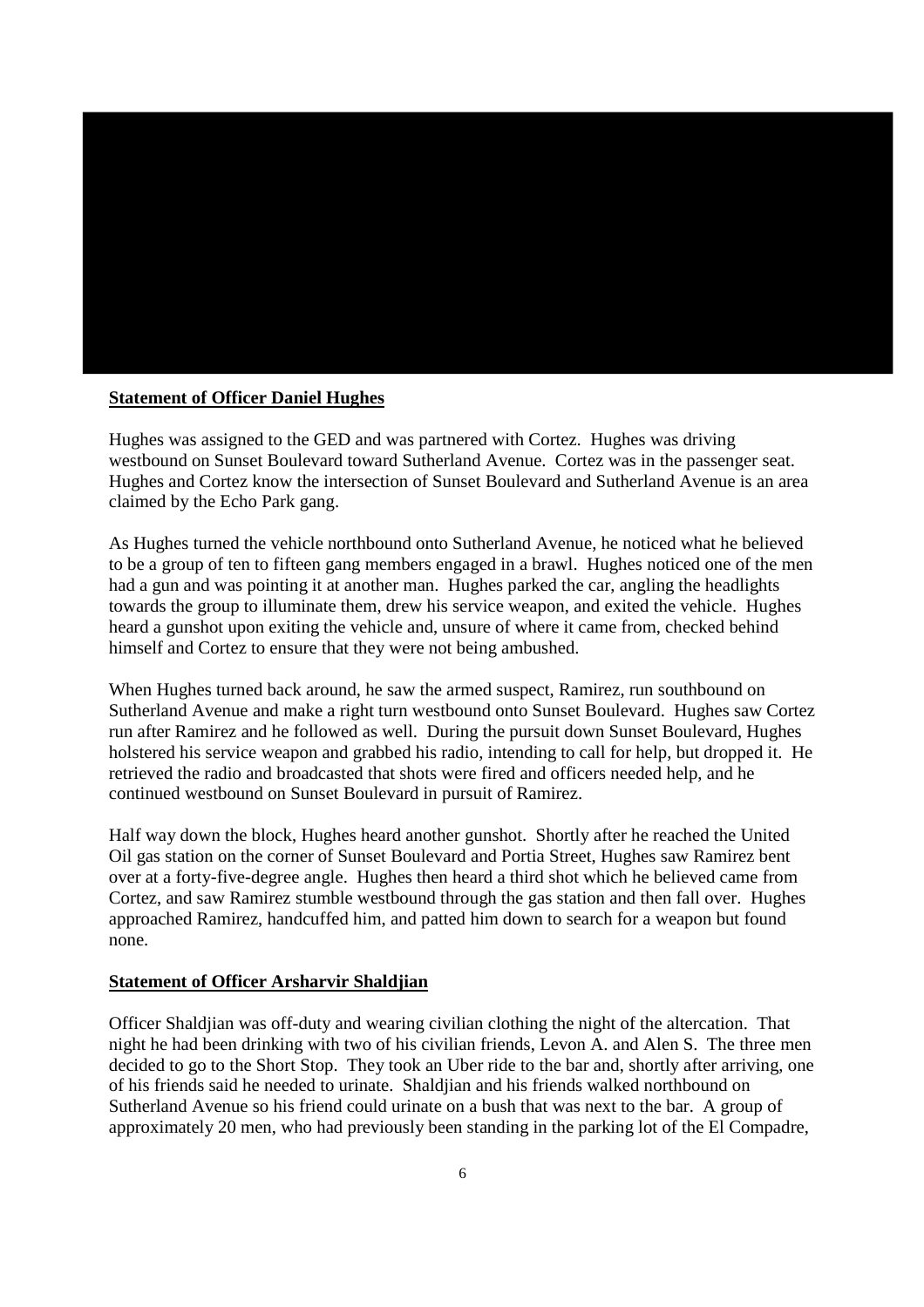**Statement of Officer Daniel Hughes**

Hughes was assigned to the GED and was partnered with Cortez. Hughes was driving westbound on Sunset Boulevard toward Sutherland Avenue. Cortez was in the passenger seat. Hughes and Cortez know the intersection of Sunset Boulevard and Sutherland Avenue is an area claimed by the Echo Park gang.

As Hughes turned the vehicle northbound onto Sutherland Avenue, he noticed what he believed to be a group of ten to fifteen gang members engaged in a brawl. Hughes noticed one of the men had a gun and was pointing it at another man. Hughes parked the car, angling the headlights towards the group to illuminate them, drew his service weapon, and exited the vehicle. Hughes heard a gunshot upon exiting the vehicle and, unsure of where it came from, checked behind himself and Cortez to ensure that they were not being ambushed.

When Hughes turned back around, he saw the armed suspect, Ramirez, run southbound on Sutherland Avenue and make a right turn westbound onto Sunset Boulevard. Hughes saw Cortez run after Ramirez and he followed as well. During the pursuit down Sunset Boulevard, Hughes holstered his service weapon and grabbed his radio, intending to call for help, but dropped it. He retrieved the radio and broadcasted that shots were fired and officers needed help, and he continued westbound on Sunset Boulevard in pursuit of Ramirez.

Half way down the block, Hughes heard another gunshot. Shortly after he reached the United Oil gas station on the corner of Sunset Boulevard and Portia Street, Hughes saw Ramirez bent over at a forty-five-degree angle. Hughes then heard a third shot which he believed came from Cortez, and saw Ramirez stumble westbound through the gas station and then fall over. Hughes approached Ramirez, handcuffed him, and patted him down to search for a weapon but found none.

**Statement of Officer Arsharvir Shaldjian**

Officer Shaldjian was off-duty and wearing civilian clothing the night of the altercation. That night he had been drinking with two of his civilian friends, Levon A. and Alen S. The three men decided to go to the Short Stop. They took an Uber ride to the bar and, shortly after arriving, one of his friends said he needed to urinate. Shaldjian and his friends walked northbound on Sutherland Avenue so his friend could urinate on a bush that was next to the bar. A group of approximately 20 men, who had previously been standing in the parking lot of the El Compadre,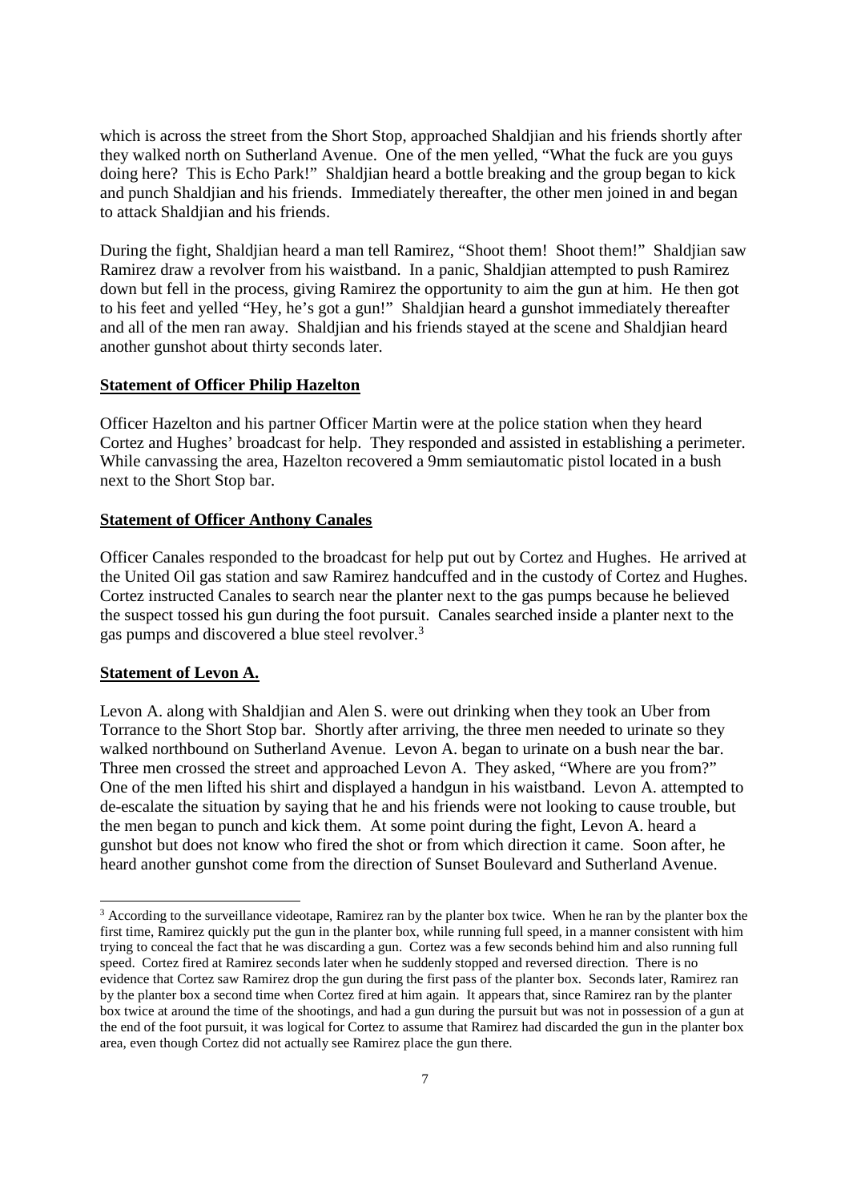which is across the street from the Short Stop, approached Shaldjian and his friends shortly after they walked north on Sutherland Avenue. One of the men yelled, "What the fuck are you guys doing here? This is Echo Park!" Shaldjian heard a bottle breaking and the group began to kick and punch Shaldjian and his friends. Immediately thereafter, the other men joined in and began to attack Shaldjian and his friends.

During the fight, Shaldjian heard a man tell Ramirez, "Shoot them! Shoot them!" Shaldjian saw Ramirez draw a revolver from his waistband. In a panic, Shaldjian attempted to push Ramirez down but fell in the process, giving Ramirez the opportunity to aim the gun at him. He then got to his feet and yelled "Hey, he's got a gun!" Shaldjian heard a gunshot immediately thereafter and all of the men ran away. Shaldjian and his friends stayed at the scene and Shaldjian heard another gunshot about thirty seconds later.

**Statement of Officer Philip Hazelton**

Officer Hazelton and his partner Officer Martin were at the police station when they heard Cortez and Hughes' broadcast for help. They responded and assisted in establishing a perimeter. While canvassing the area, Hazelton recovered a 9mm semiautomatic pistol located in a bush next to the Short Stop bar.

**Statement of Officer Anthony Canales**

Officer Canales responded to the broadcast for help put out by Cortez and Hughes. He arrived at the United Oil gas station and saw Ramirez handcuffed and in the custody of Cortez and Hughes. Cortez instructed Canales to search near the planter next to the gas pumps because he believed the suspect tossed his gun during the foot pursuit. Canales searched inside a planter next to the gas pumps and discovered a blue steel revolver.[3]

**Statement of Levon A.**

Levon A. along with Shaldjian and Alen S. were out drinking when they took an Uber from Torrance to the Short Stop bar. Shortly after arriving, the three men needed to urinate so they walked northbound on Sutherland Avenue. Levon A. began to urinate on a bush near the bar. Three men crossed the street and approached Levon A. They asked, "Where are you from?" One of the men lifted his shirt and displayed a handgun in his waistband. Levon A. attempted to de-escalate the situation by saying that he and his friends were not looking to cause trouble, but the men began to punch and kick them. At some point during the fight, Levon A. heard a gunshot but does not know who fired the shot or from which direction it came. Soon after, he heard another gunshot come from the direction of Sunset Boulevard and Sutherland Avenue.

---

[3] According to the surveillance videotape, Ramirez ran by the planter box twice. When he ran by the planter box the first time, Ramirez quickly put the gun in the planter box, while running full speed, in a manner consistent with him trying to conceal the fact that he was discarding a gun. Cortez was a few seconds behind him and also running full speed. Cortez fired at Ramirez seconds later when he suddenly stopped and reversed direction. There is no evidence that Cortez saw Ramirez drop the gun during the first pass of the planter box. Seconds later, Ramirez ran by the planter box a second time when Cortez fired at him again. It appears that, since Ramirez ran by the planter box twice at around the time of the shootings, and had a gun during the pursuit but was not in possession of a gun at the end of the foot pursuit, it was logical for Cortez to assume that Ramirez had discarded the gun in the planter box area, even though Cortez did not actually see Ramirez place the gun there.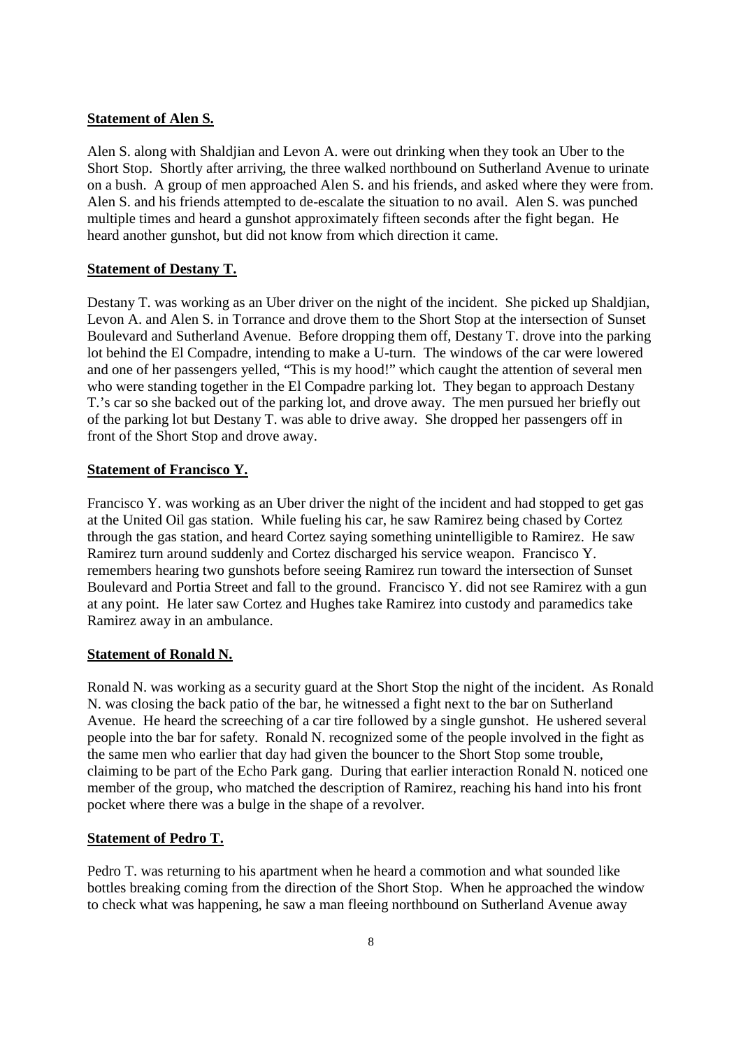**Statement of Alen S.**

Alen S. along with Shaldjian and Levon A. were out drinking when they took an Uber to the Short Stop. Shortly after arriving, the three walked northbound on Sutherland Avenue to urinate on a bush. A group of men approached Alen S. and his friends, and asked where they were from. Alen S. and his friends attempted to de-escalate the situation to no avail. Alen S. was punched multiple times and heard a gunshot approximately fifteen seconds after the fight began. He heard another gunshot, but did not know from which direction it came.

**Statement of Destany T.**

Destany T. was working as an Uber driver on the night of the incident. She picked up Shaldjian, Levon A. and Alen S. in Torrance and drove them to the Short Stop at the intersection of Sunset Boulevard and Sutherland Avenue. Before dropping them off, Destany T. drove into the parking lot behind the El Compadre, intending to make a U-turn. The windows of the car were lowered and one of her passengers yelled, "This is my hood!" which caught the attention of several men who were standing together in the El Compadre parking lot. They began to approach Destany T.'s car so she backed out of the parking lot, and drove away. The men pursued her briefly out of the parking lot but Destany T. was able to drive away. She dropped her passengers off in front of the Short Stop and drove away.

**Statement of Francisco Y.**

Francisco Y. was working as an Uber driver the night of the incident and had stopped to get gas at the United Oil gas station. While fueling his car, he saw Ramirez being chased by Cortez through the gas station, and heard Cortez saying something unintelligible to Ramirez. He saw Ramirez turn around suddenly and Cortez discharged his service weapon. Francisco Y. remembers hearing two gunshots before seeing Ramirez run toward the intersection of Sunset Boulevard and Portia Street and fall to the ground. Francisco Y. did not see Ramirez with a gun at any point. He later saw Cortez and Hughes take Ramirez into custody and paramedics take Ramirez away in an ambulance.

**Statement of Ronald N.**

Ronald N. was working as a security guard at the Short Stop the night of the incident. As Ronald N. was closing the back patio of the bar, he witnessed a fight next to the bar on Sutherland Avenue. He heard the screeching of a car tire followed by a single gunshot. He ushered several people into the bar for safety. Ronald N. recognized some of the people involved in the fight as the same men who earlier that day had given the bouncer to the Short Stop some trouble, claiming to be part of the Echo Park gang. During that earlier interaction Ronald N. noticed one member of the group, who matched the description of Ramirez, reaching his hand into his front pocket where there was a bulge in the shape of a revolver.

**Statement of Pedro T.**

Pedro T. was returning to his apartment when he heard a commotion and what sounded like bottles breaking coming from the direction of the Short Stop. When he approached the window to check what was happening, he saw a man fleeing northbound on Sutherland Avenue away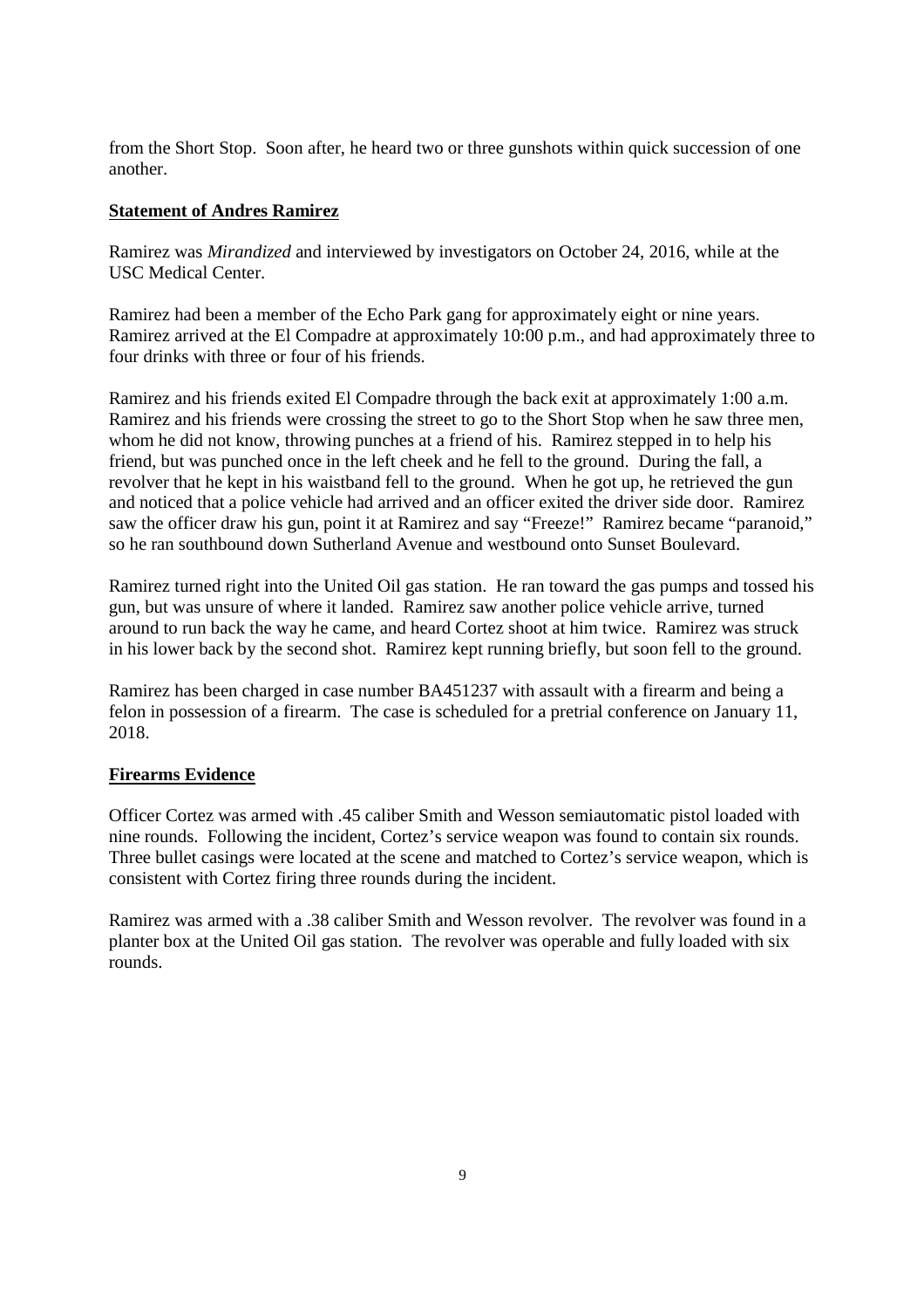from the Short Stop. Soon after, he heard two or three gunshots within quick succession of one another.

**Statement of Andres Ramirez**

Ramirez was *Mirandized* and interviewed by investigators on October 24, 2016, while at the USC Medical Center.

Ramirez had been a member of the Echo Park gang for approximately eight or nine years. Ramirez arrived at the El Compadre at approximately 10:00 p.m., and had approximately three to four drinks with three or four of his friends.

Ramirez and his friends exited El Compadre through the back exit at approximately 1:00 a.m. Ramirez and his friends were crossing the street to go to the Short Stop when he saw three men, whom he did not know, throwing punches at a friend of his. Ramirez stepped in to help his friend, but was punched once in the left cheek and he fell to the ground. During the fall, a revolver that he kept in his waistband fell to the ground. When he got up, he retrieved the gun and noticed that a police vehicle had arrived and an officer exited the driver side door. Ramirez saw the officer draw his gun, point it at Ramirez and say "Freeze!" Ramirez became "paranoid," so he ran southbound down Sutherland Avenue and westbound onto Sunset Boulevard.

Ramirez turned right into the United Oil gas station. He ran toward the gas pumps and tossed his gun, but was unsure of where it landed. Ramirez saw another police vehicle arrive, turned around to run back the way he came, and heard Cortez shoot at him twice. Ramirez was struck in his lower back by the second shot. Ramirez kept running briefly, but soon fell to the ground.

Ramirez has been charged in case number BA451237 with assault with a firearm and being a felon in possession of a firearm. The case is scheduled for a pretrial conference on January 11, 2018.

**Firearms Evidence**

Officer Cortez was armed with .45 caliber Smith and Wesson semiautomatic pistol loaded with nine rounds. Following the incident, Cortez's service weapon was found to contain six rounds. Three bullet casings were located at the scene and matched to Cortez's service weapon, which is consistent with Cortez firing three rounds during the incident.

Ramirez was armed with a .38 caliber Smith and Wesson revolver. The revolver was found in a planter box at the United Oil gas station. The revolver was operable and fully loaded with six rounds.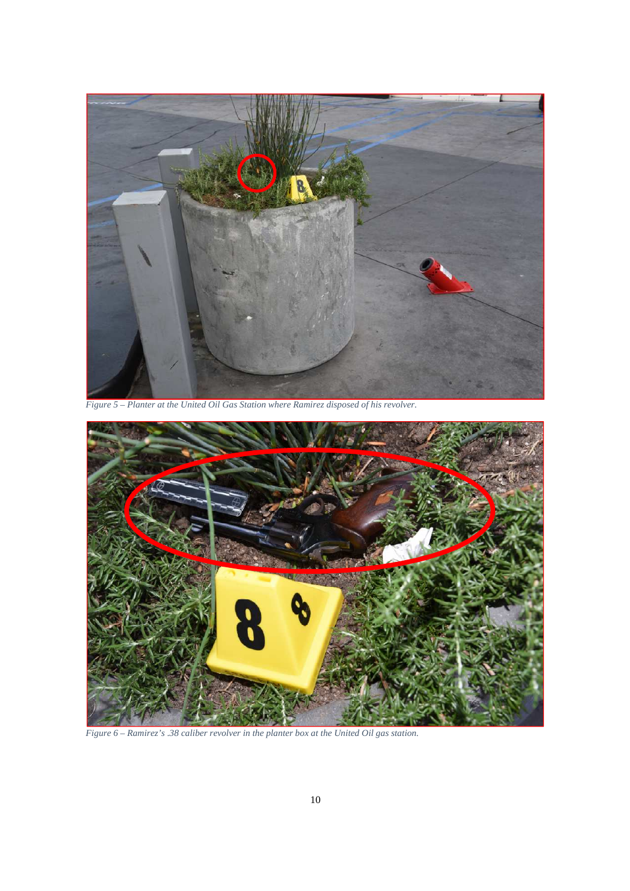*Figure 5 – Planter at the United Oil Gas Station where Ramirez disposed of his revolver.*

*Figure 6 – Ramirez's .38 caliber revolver in the planter box at the United Oil gas station.*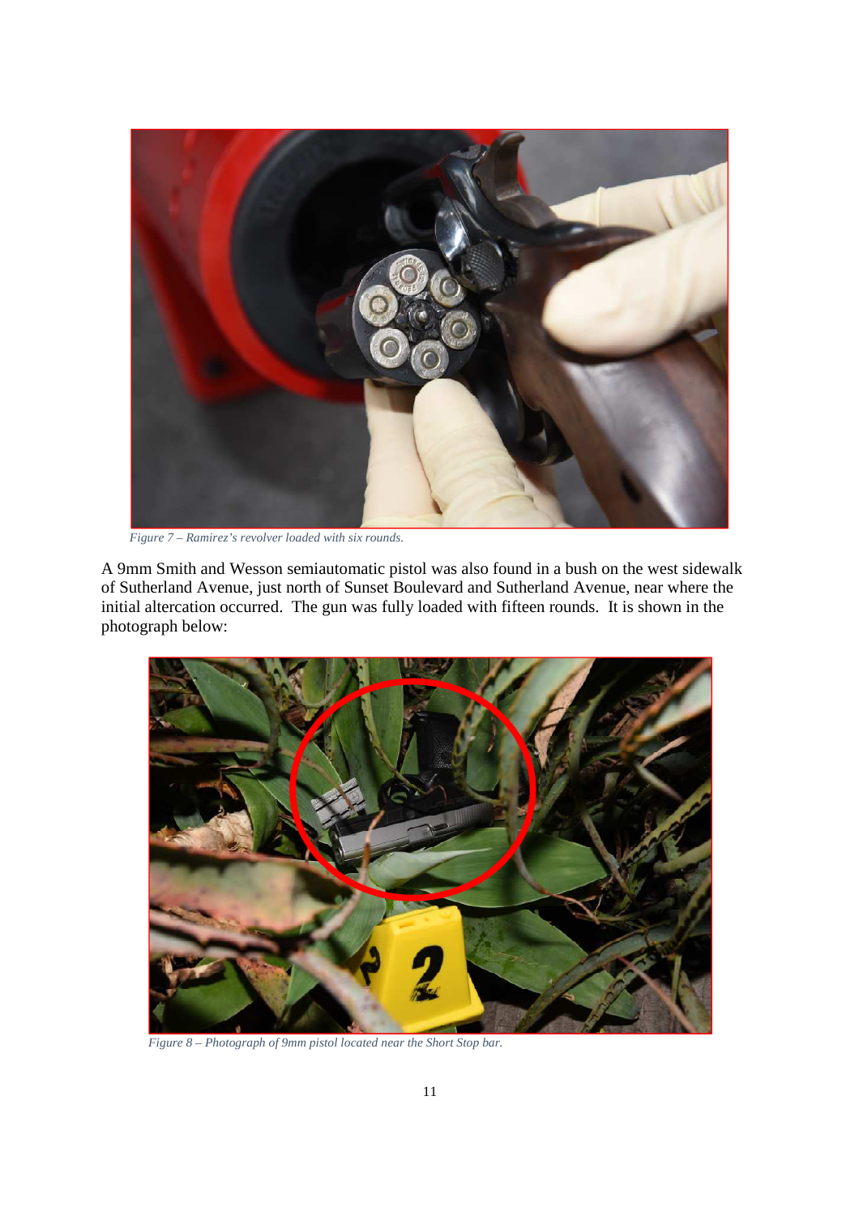*Figure 7 – Ramirez's revolver loaded with six rounds.*

A 9mm Smith and Wesson semiautomatic pistol was also found in a bush on the west sidewalk of Sutherland Avenue, just north of Sunset Boulevard and Sutherland Avenue, near where the initial altercation occurred. The gun was fully loaded with fifteen rounds. It is shown in the photograph below:

*Figure 8 – Photograph of 9mm pistol located near the Short Stop bar.*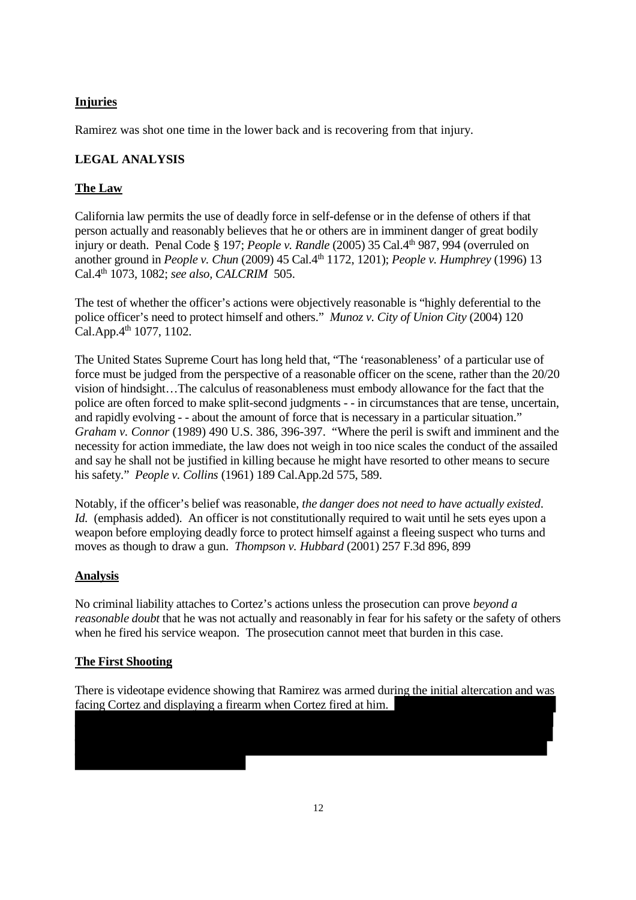**Injuries**

Ramirez was shot one time in the lower back and is recovering from that injury.

## LEGAL ANALYSIS

**The Law**

California law permits the use of deadly force in self-defense or in the defense of others if that person actually and reasonably believes that he or others are in imminent danger of great bodily injury or death. Penal Code § 197; *People v. Randle* (2005) 35 Cal.4th 987, 994 (overruled on another ground in *People v. Chun* (2009) 45 Cal.4th 1172, 1201); *People v. Humphrey* (1996) 13 Cal.4th 1073, 1082; *see also, CALCRIM* 505.

The test of whether the officer's actions were objectively reasonable is "highly deferential to the police officer's need to protect himself and others." *Munoz v. City of Union City* (2004) 120 Cal.App.4th 1077, 1102.

The United States Supreme Court has long held that, "The 'reasonableness' of a particular use of force must be judged from the perspective of a reasonable officer on the scene, rather than the 20/20 vision of hindsight…The calculus of reasonableness must embody allowance for the fact that the police are often forced to make split-second judgments - - in circumstances that are tense, uncertain, and rapidly evolving - - about the amount of force that is necessary in a particular situation." *Graham v. Connor* (1989) 490 U.S. 386, 396-397. "Where the peril is swift and imminent and the necessity for action immediate, the law does not weigh in too nice scales the conduct of the assailed and say he shall not be justified in killing because he might have resorted to other means to secure his safety." *People v. Collins* (1961) 189 Cal.App.2d 575, 589.

Notably, if the officer's belief was reasonable, *the danger does not need to have actually existed*. *Id.* (emphasis added). An officer is not constitutionally required to wait until he sets eyes upon a weapon before employing deadly force to protect himself against a fleeing suspect who turns and moves as though to draw a gun. *Thompson v. Hubbard* (2001) 257 F.3d 896, 899

**Analysis**

No criminal liability attaches to Cortez's actions unless the prosecution can prove *beyond a reasonable doubt* that he was not actually and reasonably in fear for his safety or the safety of others when he fired his service weapon. The prosecution cannot meet that burden in this case.

**The First Shooting**

There is videotape evidence showing that Ramirez was armed during the initial altercation and was facing Cortez and displaying a firearm when Cortez fired at him.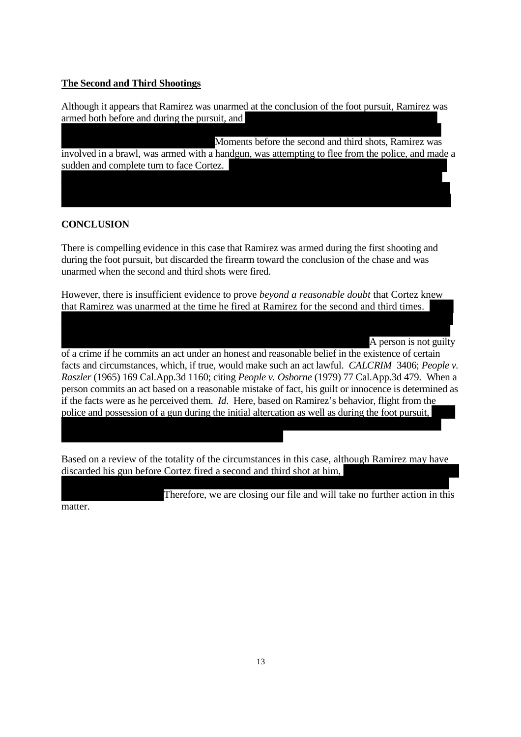**The Second and Third Shootings**

Although it appears that Ramirez was unarmed at the conclusion of the foot pursuit, Ramirez was armed both before and during the pursuit, and Moments before the second and third shots, Ramirez was involved in a brawl, was armed with a handgun, was attempting to flee from the police, and made a sudden and complete turn to face Cortez.

## CONCLUSION

There is compelling evidence in this case that Ramirez was armed during the first shooting and during the foot pursuit, but discarded the firearm toward the conclusion of the chase and was unarmed when the second and third shots were fired.

However, there is insufficient evidence to prove *beyond a reasonable doubt* that Cortez knew that Ramirez was unarmed at the time he fired at Ramirez for the second and third times. A person is not guilty of a crime if he commits an act under an honest and reasonable belief in the existence of certain facts and circumstances, which, if true, would make such an act lawful. *CALCRIM* 3406; *People v. Raszler* (1965) 169 Cal.App.3d 1160; citing *People v. Osborne* (1979) 77 Cal.App.3d 479. When a person commits an act based on a reasonable mistake of fact, his guilt or innocence is determined as if the facts were as he perceived them. *Id*. Here, based on Ramirez's behavior, flight from the police and possession of a gun during the initial altercation as well as during the foot pursuit,

Based on a review of the totality of the circumstances in this case, although Ramirez may have discarded his gun before Cortez fired a second and third shot at him, Therefore, we are closing our file and will take no further action in this matter.